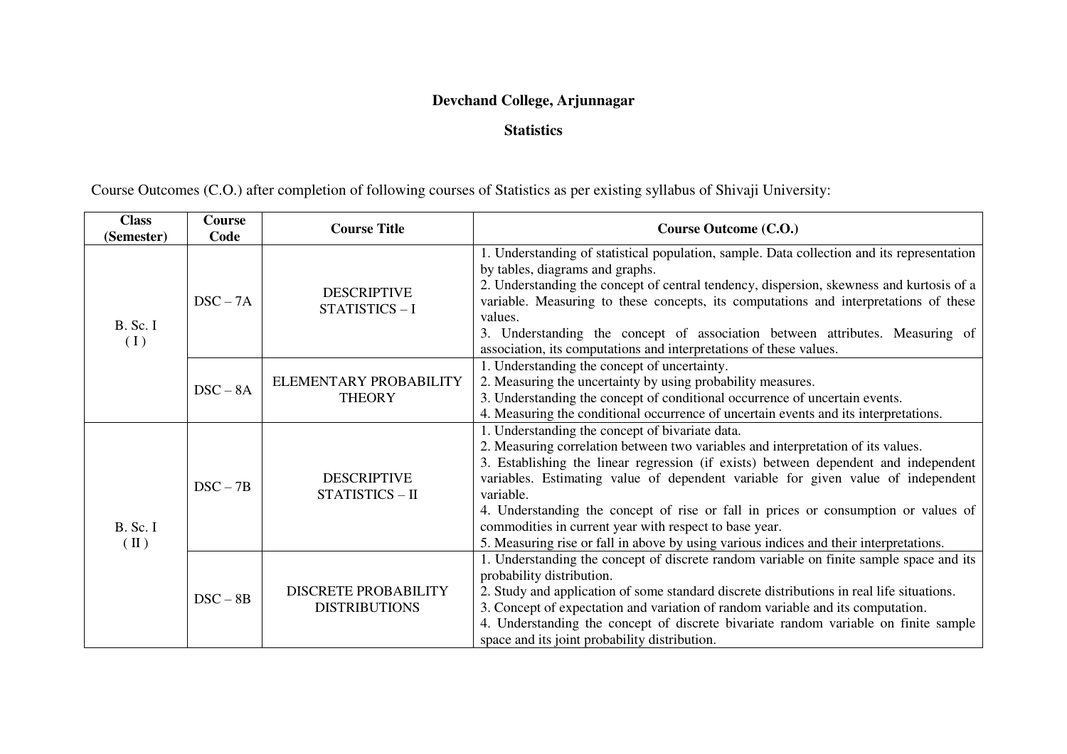**Devchand College, Arjunnagar**

**Statistics**

Course Outcomes (C.O.) after completion of following courses of Statistics as per existing syllabus of Shivaji University:

| Class (Semester) | Course Code | Course Title | Course Outcome (C.O.) |
|---|---|---|---|
| B. Sc. I ( I ) | DSC – 7A | DESCRIPTIVE STATISTICS – I | 1. Understanding of statistical population, sample. Data collection and its representation by tables, diagrams and graphs.<br>2. Understanding the concept of central tendency, dispersion, skewness and kurtosis of a variable. Measuring to these concepts, its computations and interpretations of these values.<br>3. Understanding the concept of association between attributes. Measuring of association, its computations and interpretations of these values. |
| | DSC – 8A | ELEMENTARY PROBABILITY THEORY | 1. Understanding the concept of uncertainty.<br>2. Measuring the uncertainty by using probability measures.<br>3. Understanding the concept of conditional occurrence of uncertain events.<br>4. Measuring the conditional occurrence of uncertain events and its interpretations. |
| B. Sc. I ( II ) | DSC – 7B | DESCRIPTIVE STATISTICS – II | 1. Understanding the concept of bivariate data.<br>2. Measuring correlation between two variables and interpretation of its values.<br>3. Establishing the linear regression (if exists) between dependent and independent variables. Estimating value of dependent variable for given value of independent variable.<br>4. Understanding the concept of rise or fall in prices or consumption or values of commodities in current year with respect to base year.<br>5. Measuring rise or fall in above by using various indices and their interpretations. |
| | DSC – 8B | DISCRETE PROBABILITY DISTRIBUTIONS | 1. Understanding the concept of discrete random variable on finite sample space and its probability distribution.<br>2. Study and application of some standard discrete distributions in real life situations.<br>3. Concept of expectation and variation of random variable and its computation.<br>4. Understanding the concept of discrete bivariate random variable on finite sample space and its joint probability distribution. |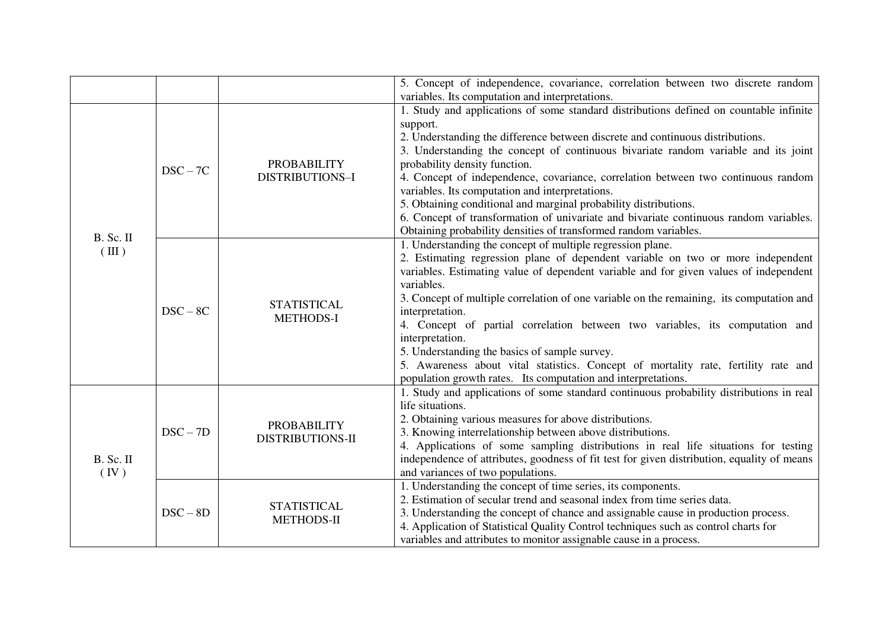| | | | |
|---|---|---|---|
| | | | 5. Concept of independence, covariance, correlation between two discrete random variables. Its computation and interpretations. |
| B. Sc. II ( III ) | DSC – 7C | PROBABILITY DISTRIBUTIONS–I | 1. Study and applications of some standard distributions defined on countable infinite support.<br>2. Understanding the difference between discrete and continuous distributions.<br>3. Understanding the concept of continuous bivariate random variable and its joint probability density function.<br>4. Concept of independence, covariance, correlation between two continuous random variables. Its computation and interpretations.<br>5. Obtaining conditional and marginal probability distributions.<br>6. Concept of transformation of univariate and bivariate continuous random variables. Obtaining probability densities of transformed random variables. |
| | DSC – 8C | STATISTICAL METHODS-I | 1. Understanding the concept of multiple regression plane.<br>2. Estimating regression plane of dependent variable on two or more independent variables. Estimating value of dependent variable and for given values of independent variables.<br>3. Concept of multiple correlation of one variable on the remaining, its computation and interpretation.<br>4. Concept of partial correlation between two variables, its computation and interpretation.<br>5. Understanding the basics of sample survey.<br>5. Awareness about vital statistics. Concept of mortality rate, fertility rate and population growth rates. Its computation and interpretations. |
| B. Sc. II ( IV ) | DSC – 7D | PROBABILITY DISTRIBUTIONS-II | 1. Study and applications of some standard continuous probability distributions in real life situations.<br>2. Obtaining various measures for above distributions.<br>3. Knowing interrelationship between above distributions.<br>4. Applications of some sampling distributions in real life situations for testing independence of attributes, goodness of fit test for given distribution, equality of means and variances of two populations. |
| | DSC – 8D | STATISTICAL METHODS-II | 1. Understanding the concept of time series, its components.<br>2. Estimation of secular trend and seasonal index from time series data.<br>3. Understanding the concept of chance and assignable cause in production process.<br>4. Application of Statistical Quality Control techniques such as control charts for variables and attributes to monitor assignable cause in a process. |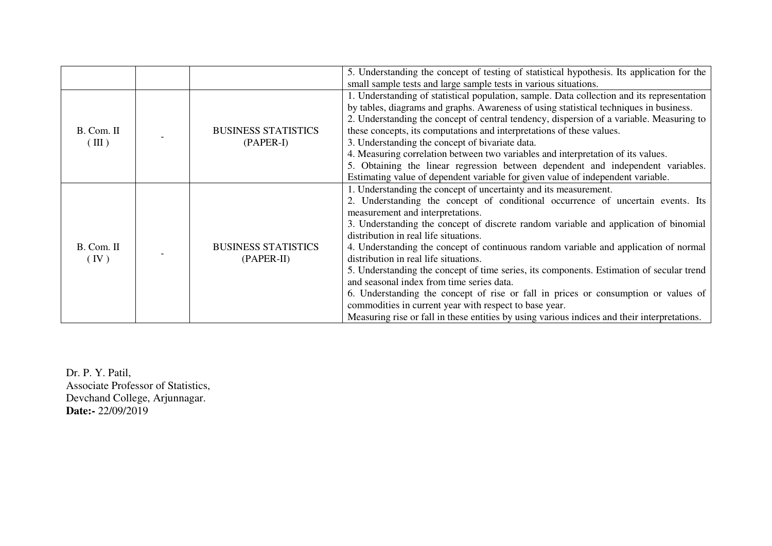| | | | |
|---|---|---|---|
| | | | 5. Understanding the concept of testing of statistical hypothesis. Its application for the small sample tests and large sample tests in various situations. |
| B. Com. II ( III ) | - | BUSINESS STATISTICS (PAPER-I) | 1. Understanding of statistical population, sample. Data collection and its representation by tables, diagrams and graphs. Awareness of using statistical techniques in business.<br>2. Understanding the concept of central tendency, dispersion of a variable. Measuring to these concepts, its computations and interpretations of these values.<br>3. Understanding the concept of bivariate data.<br>4. Measuring correlation between two variables and interpretation of its values.<br>5. Obtaining the linear regression between dependent and independent variables. Estimating value of dependent variable for given value of independent variable. |
| B. Com. II ( IV ) | - | BUSINESS STATISTICS (PAPER-II) | 1. Understanding the concept of uncertainty and its measurement.<br>2. Understanding the concept of conditional occurrence of uncertain events. Its measurement and interpretations.<br>3. Understanding the concept of discrete random variable and application of binomial distribution in real life situations.<br>4. Understanding the concept of continuous random variable and application of normal distribution in real life situations.<br>5. Understanding the concept of time series, its components. Estimation of secular trend and seasonal index from time series data.<br>6. Understanding the concept of rise or fall in prices or consumption or values of commodities in current year with respect to base year.<br>Measuring rise or fall in these entities by using various indices and their interpretations. |

Dr. P. Y. Patil,
Associate Professor of Statistics,
Devchand College, Arjunnagar.
**Date:-** 22/09/2019